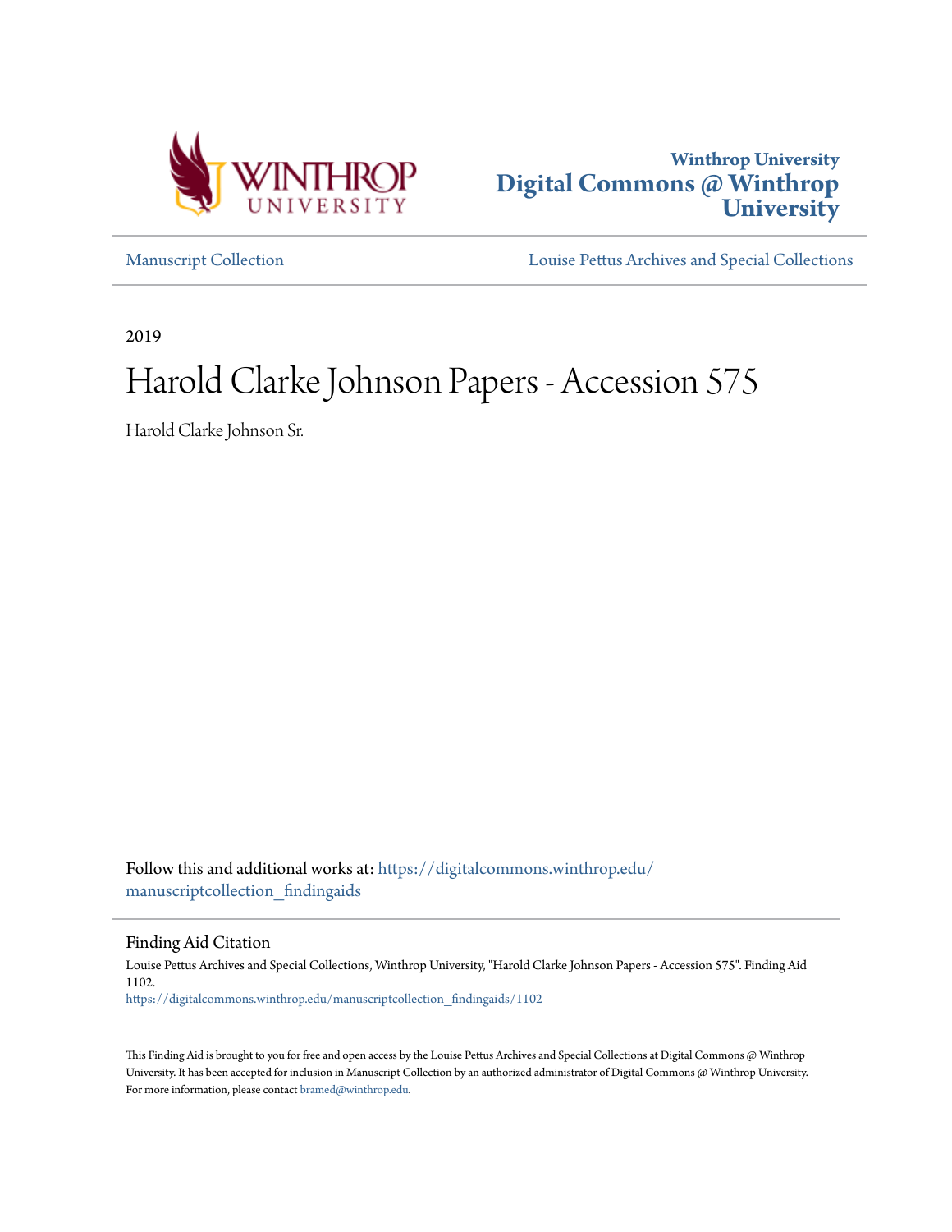Winthrop University

# Digital Commons @ Winthrop University

Manuscript Collection

Louise Pettus Archives and Special Collections

2019

# Harold Clarke Johnson Papers - Accession 575

Harold Clarke Johnson Sr.

Follow this and additional works at: https://digitalcommons.winthrop.edu/manuscriptcollection_findingaids

## Finding Aid Citation

Louise Pettus Archives and Special Collections, Winthrop University, "Harold Clarke Johnson Papers - Accession 575". Finding Aid 1102.
https://digitalcommons.winthrop.edu/manuscriptcollection_findingaids/1102

This Finding Aid is brought to you for free and open access by the Louise Pettus Archives and Special Collections at Digital Commons @ Winthrop University. It has been accepted for inclusion in Manuscript Collection by an authorized administrator of Digital Commons @ Winthrop University. For more information, please contact bramed@winthrop.edu.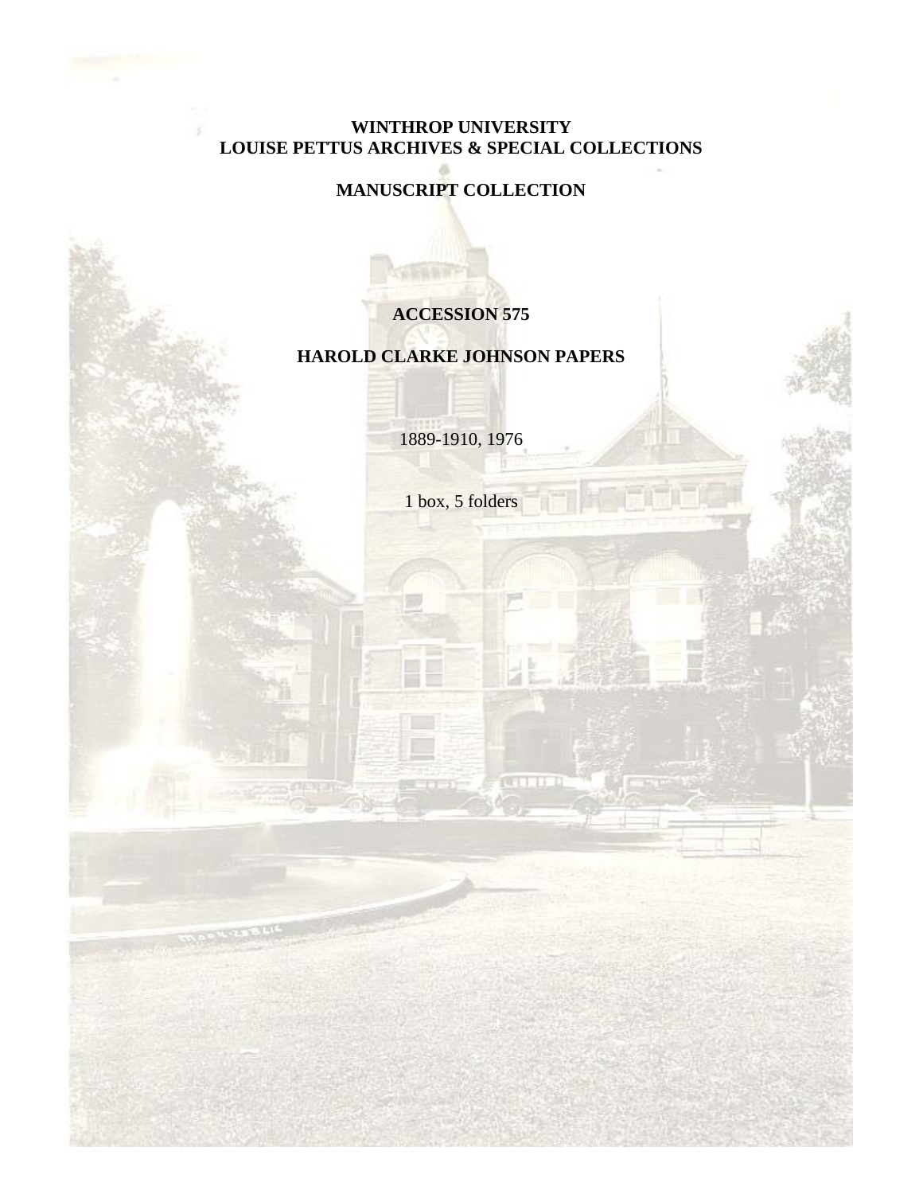**WINTHROP UNIVERSITY**
**LOUISE PETTUS ARCHIVES & SPECIAL COLLECTIONS**

**MANUSCRIPT COLLECTION**

**ACCESSION 575**

**HAROLD CLARKE JOHNSON PAPERS**

1889-1910, 1976

1 box, 5 folders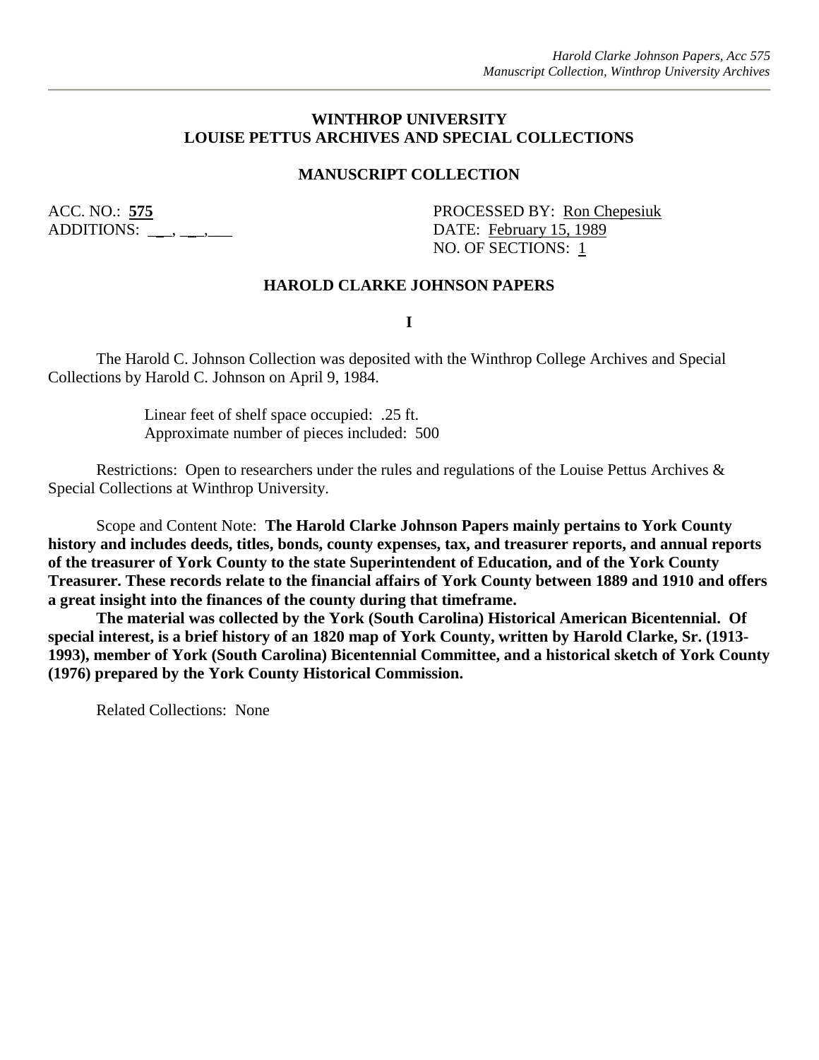**WINTHROP UNIVERSITY**
**LOUISE PETTUS ARCHIVES AND SPECIAL COLLECTIONS**

**MANUSCRIPT COLLECTION**

ACC. NO.: **575**
ADDITIONS: ___, ___, ___

PROCESSED BY: Ron Chepesiuk
DATE: February 15, 1989
NO. OF SECTIONS: 1

**HAROLD CLARKE JOHNSON PAPERS**

**I**

The Harold C. Johnson Collection was deposited with the Winthrop College Archives and Special Collections by Harold C. Johnson on April 9, 1984.

Linear feet of shelf space occupied: .25 ft.
Approximate number of pieces included: 500

Restrictions: Open to researchers under the rules and regulations of the Louise Pettus Archives & Special Collections at Winthrop University.

Scope and Content Note: **The Harold Clarke Johnson Papers mainly pertains to York County history and includes deeds, titles, bonds, county expenses, tax, and treasurer reports, and annual reports of the treasurer of York County to the state Superintendent of Education, and of the York County Treasurer. These records relate to the financial affairs of York County between 1889 and 1910 and offers a great insight into the finances of the county during that timeframe.**

**The material was collected by the York (South Carolina) Historical American Bicentennial. Of special interest, is a brief history of an 1820 map of York County, written by Harold Clarke, Sr. (1913-1993), member of York (South Carolina) Bicentennial Committee, and a historical sketch of York County (1976) prepared by the York County Historical Commission.**

Related Collections: None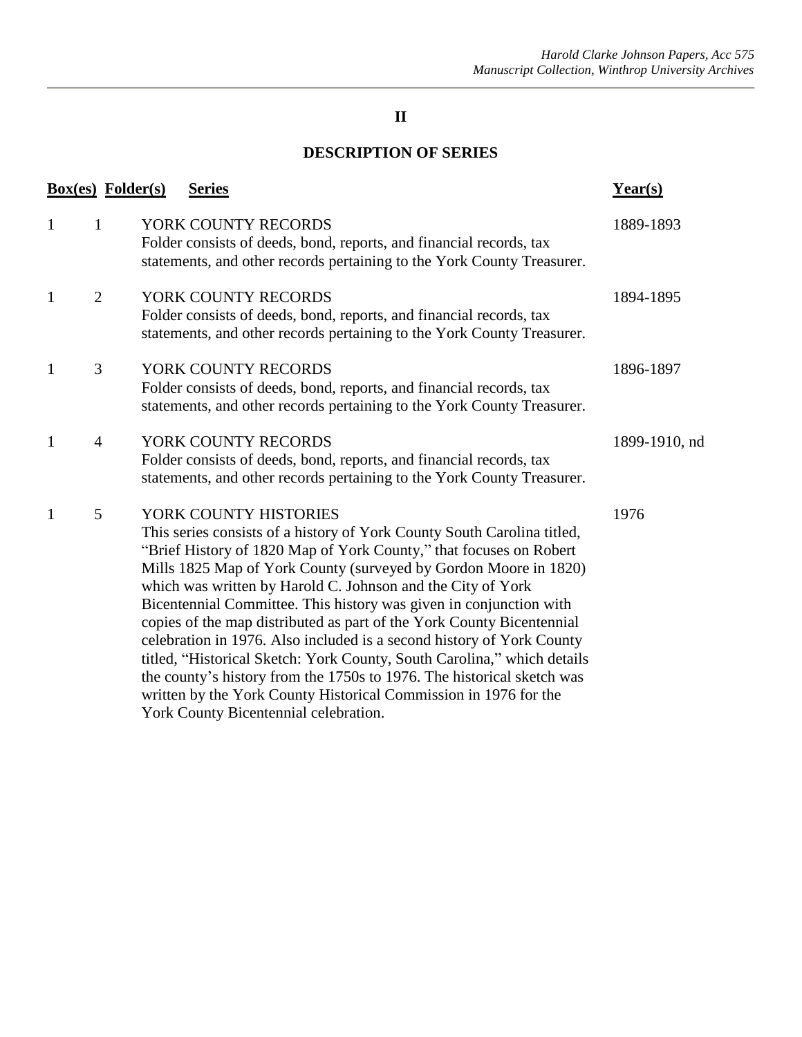## II

## DESCRIPTION OF SERIES

| Box(es) | Folder(s) | Series | Year(s) |
|---|---|---|---|
| 1 | 1 | YORK COUNTY RECORDS<br>Folder consists of deeds, bond, reports, and financial records, tax statements, and other records pertaining to the York County Treasurer. | 1889-1893 |
| 1 | 2 | YORK COUNTY RECORDS<br>Folder consists of deeds, bond, reports, and financial records, tax statements, and other records pertaining to the York County Treasurer. | 1894-1895 |
| 1 | 3 | YORK COUNTY RECORDS<br>Folder consists of deeds, bond, reports, and financial records, tax statements, and other records pertaining to the York County Treasurer. | 1896-1897 |
| 1 | 4 | YORK COUNTY RECORDS<br>Folder consists of deeds, bond, reports, and financial records, tax statements, and other records pertaining to the York County Treasurer. | 1899-1910, nd |
| 1 | 5 | YORK COUNTY HISTORIES<br>This series consists of a history of York County South Carolina titled, "Brief History of 1820 Map of York County," that focuses on Robert Mills 1825 Map of York County (surveyed by Gordon Moore in 1820) which was written by Harold C. Johnson and the City of York Bicentennial Committee. This history was given in conjunction with copies of the map distributed as part of the York County Bicentennial celebration in 1976. Also included is a second history of York County titled, "Historical Sketch: York County, South Carolina," which details the county's history from the 1750s to 1976. The historical sketch was written by the York County Historical Commission in 1976 for the York County Bicentennial celebration. | 1976 |